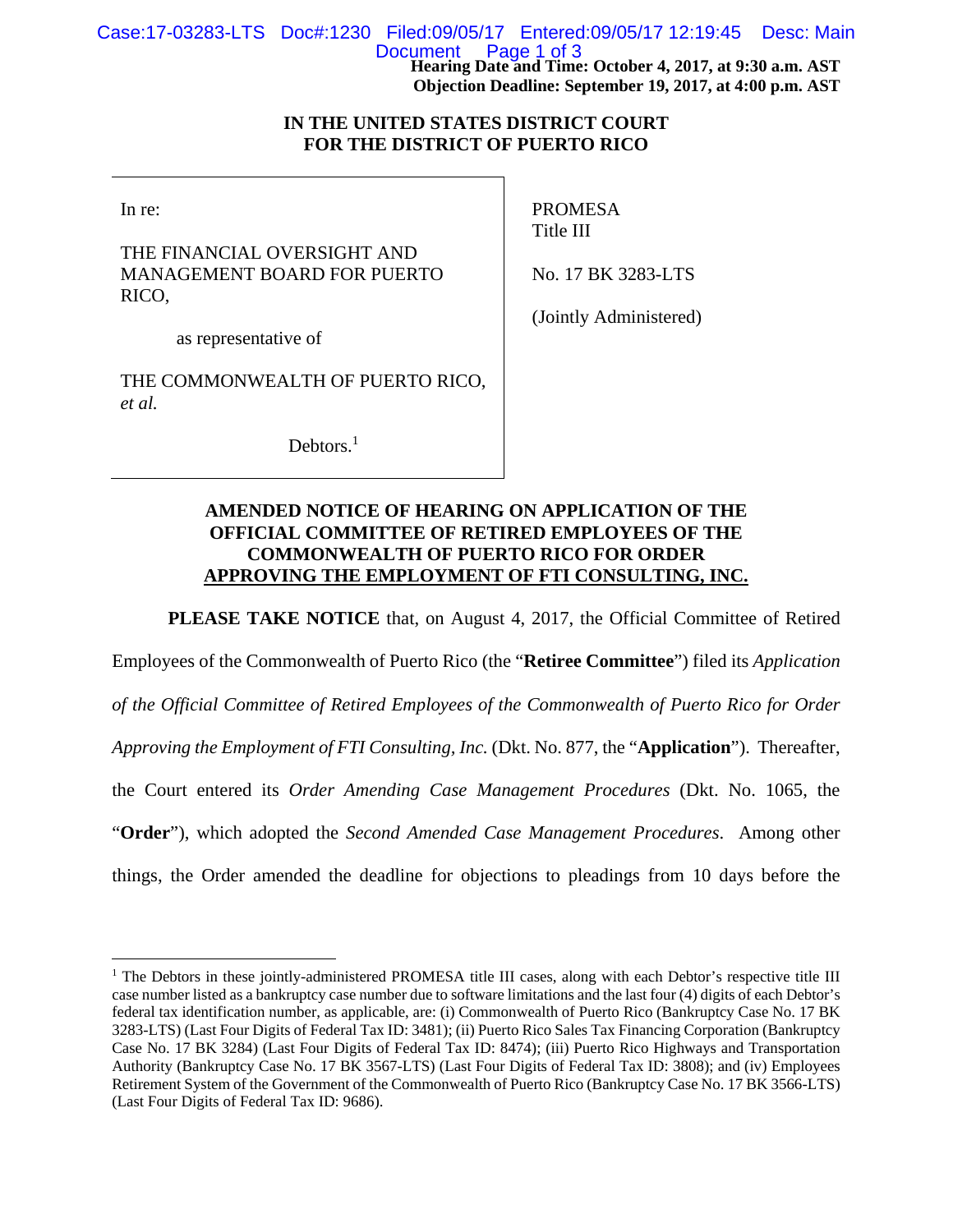**Hearing Date and Time: October 4, 2017, at 9:30 a.m. AST**
**Objection Deadline: September 19, 2017, at 4:00 p.m. AST**

**IN THE UNITED STATES DISTRICT COURT**
**FOR THE DISTRICT OF PUERTO RICO**

| | |
|---|---|
| In re:<br><br>THE FINANCIAL OVERSIGHT AND MANAGEMENT BOARD FOR PUERTO RICO,<br><br>as representative of<br><br>THE COMMONWEALTH OF PUERTO RICO, *et al.*<br><br>Debtors.[1] | PROMESA<br>Title III<br><br>No. 17 BK 3283-LTS<br><br>(Jointly Administered) |

**AMENDED NOTICE OF HEARING ON APPLICATION OF THE OFFICIAL COMMITTEE OF RETIRED EMPLOYEES OF THE COMMONWEALTH OF PUERTO RICO FOR ORDER APPROVING THE EMPLOYMENT OF FTI CONSULTING, INC.**

**PLEASE TAKE NOTICE** that, on August 4, 2017, the Official Committee of Retired Employees of the Commonwealth of Puerto Rico (the "**Retiree Committee**") filed its *Application of the Official Committee of Retired Employees of the Commonwealth of Puerto Rico for Order Approving the Employment of FTI Consulting, Inc.* (Dkt. No. 877, the "**Application**"). Thereafter, the Court entered its *Order Amending Case Management Procedures* (Dkt. No. 1065, the "**Order**"), which adopted the *Second Amended Case Management Procedures*. Among other things, the Order amended the deadline for objections to pleadings from 10 days before the

[1] The Debtors in these jointly-administered PROMESA title III cases, along with each Debtor's respective title III case number listed as a bankruptcy case number due to software limitations and the last four (4) digits of each Debtor's federal tax identification number, as applicable, are: (i) Commonwealth of Puerto Rico (Bankruptcy Case No. 17 BK 3283-LTS) (Last Four Digits of Federal Tax ID: 3481); (ii) Puerto Rico Sales Tax Financing Corporation (Bankruptcy Case No. 17 BK 3284) (Last Four Digits of Federal Tax ID: 8474); (iii) Puerto Rico Highways and Transportation Authority (Bankruptcy Case No. 17 BK 3567-LTS) (Last Four Digits of Federal Tax ID: 3808); and (iv) Employees Retirement System of the Government of the Commonwealth of Puerto Rico (Bankruptcy Case No. 17 BK 3566-LTS) (Last Four Digits of Federal Tax ID: 9686).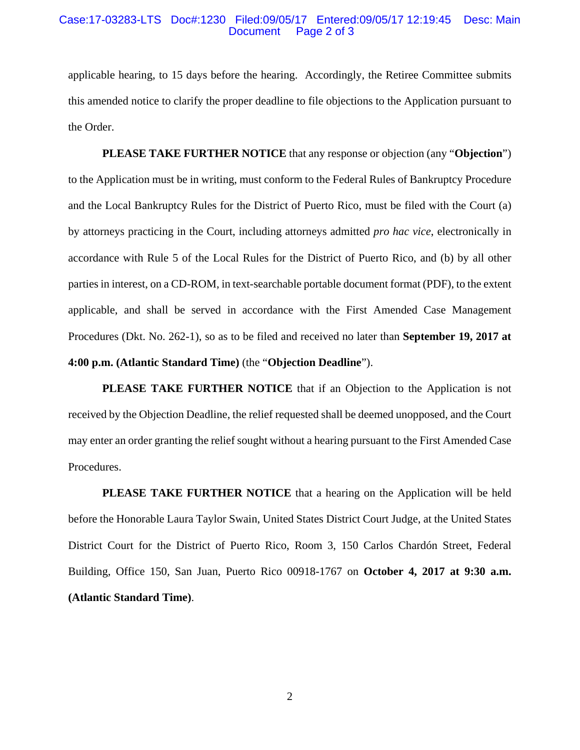applicable hearing, to 15 days before the hearing. Accordingly, the Retiree Committee submits this amended notice to clarify the proper deadline to file objections to the Application pursuant to the Order.

**PLEASE TAKE FURTHER NOTICE** that any response or objection (any "**Objection**") to the Application must be in writing, must conform to the Federal Rules of Bankruptcy Procedure and the Local Bankruptcy Rules for the District of Puerto Rico, must be filed with the Court (a) by attorneys practicing in the Court, including attorneys admitted *pro hac vice*, electronically in accordance with Rule 5 of the Local Rules for the District of Puerto Rico, and (b) by all other parties in interest, on a CD-ROM, in text-searchable portable document format (PDF), to the extent applicable, and shall be served in accordance with the First Amended Case Management Procedures (Dkt. No. 262-1), so as to be filed and received no later than **September 19, 2017 at 4:00 p.m. (Atlantic Standard Time)** (the "**Objection Deadline**").

**PLEASE TAKE FURTHER NOTICE** that if an Objection to the Application is not received by the Objection Deadline, the relief requested shall be deemed unopposed, and the Court may enter an order granting the relief sought without a hearing pursuant to the First Amended Case Procedures.

**PLEASE TAKE FURTHER NOTICE** that a hearing on the Application will be held before the Honorable Laura Taylor Swain, United States District Court Judge, at the United States District Court for the District of Puerto Rico, Room 3, 150 Carlos Chardón Street, Federal Building, Office 150, San Juan, Puerto Rico 00918-1767 on **October 4, 2017 at 9:30 a.m. (Atlantic Standard Time)**.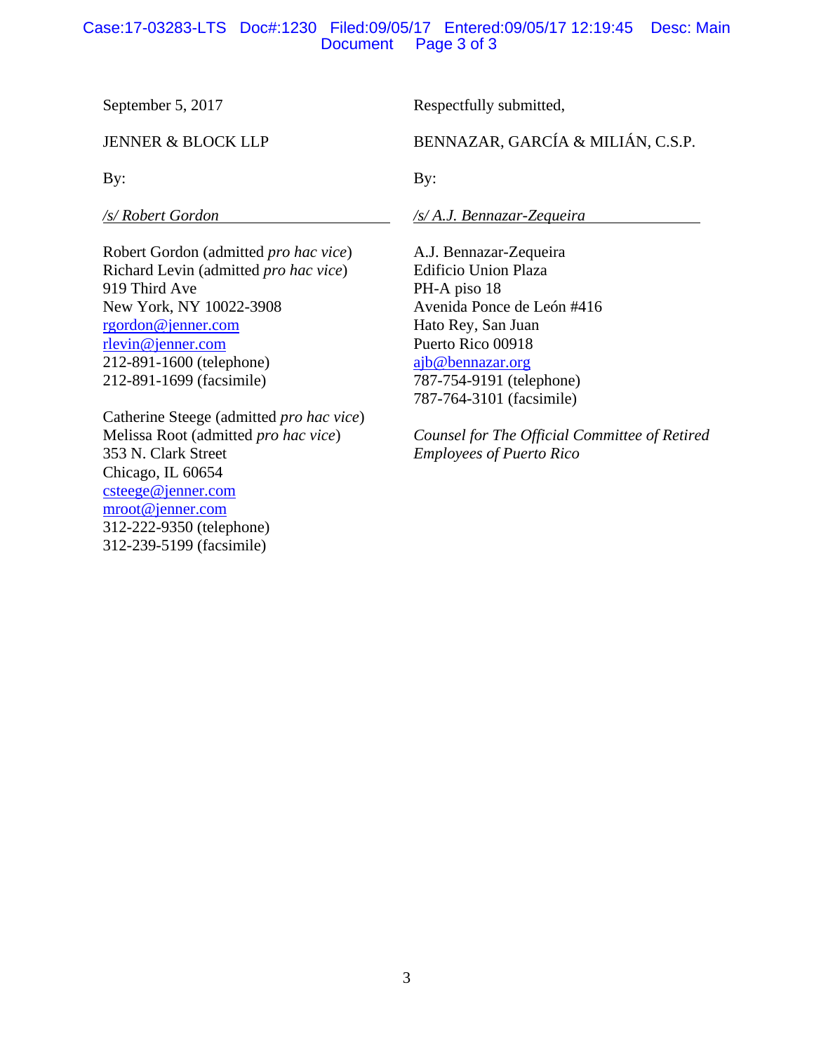September 5, 2017

JENNER & BLOCK LLP

By:

*/s/ Robert Gordon*

Robert Gordon (admitted *pro hac vice*)
Richard Levin (admitted *pro hac vice*)
919 Third Ave
New York, NY 10022-3908
rgordon@jenner.com
rlevin@jenner.com
212-891-1600 (telephone)
212-891-1699 (facsimile)

Catherine Steege (admitted *pro hac vice*)
Melissa Root (admitted *pro hac vice*)
353 N. Clark Street
Chicago, IL 60654
csteege@jenner.com
mroot@jenner.com
312-222-9350 (telephone)
312-239-5199 (facsimile)

Respectfully submitted,

BENNAZAR, GARCÍA & MILIÁN, C.S.P.

By:

*/s/ A.J. Bennazar-Zequeira*

A.J. Bennazar-Zequeira
Edificio Union Plaza
PH-A piso 18
Avenida Ponce de León #416
Hato Rey, San Juan
Puerto Rico 00918
ajb@bennazar.org
787-754-9191 (telephone)
787-764-3101 (facsimile)

*Counsel for The Official Committee of Retired Employees of Puerto Rico*